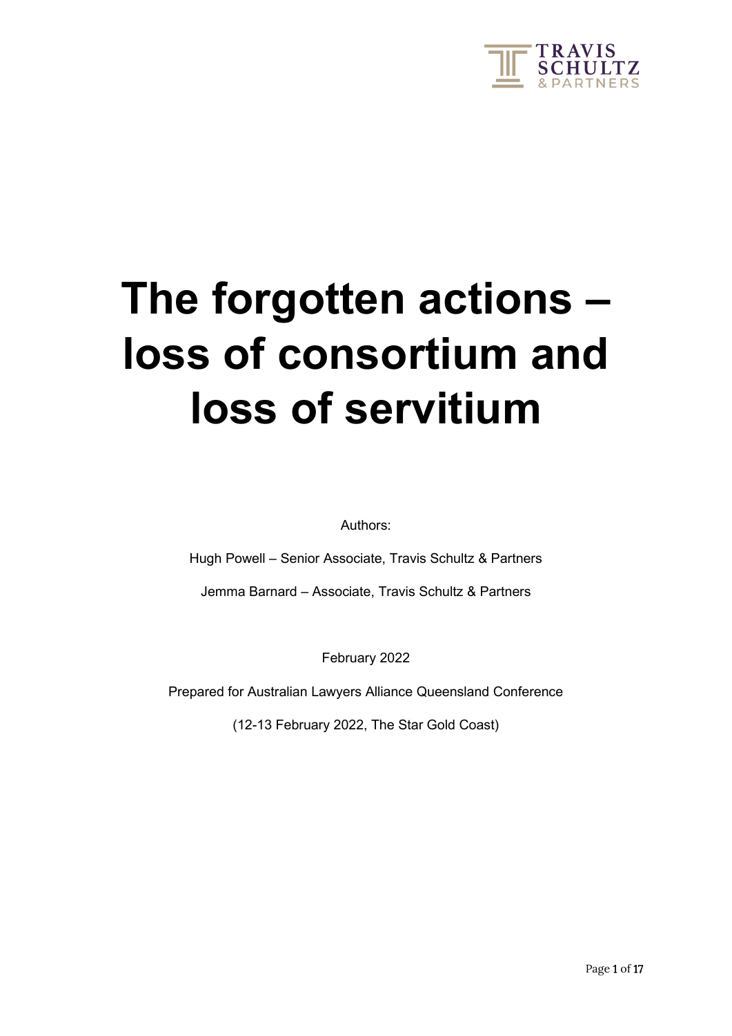# The forgotten actions – loss of consortium and loss of servitium

Authors:

Hugh Powell – Senior Associate, Travis Schultz & Partners

Jemma Barnard – Associate, Travis Schultz & Partners

February 2022

Prepared for Australian Lawyers Alliance Queensland Conference

(12-13 February 2022, The Star Gold Coast)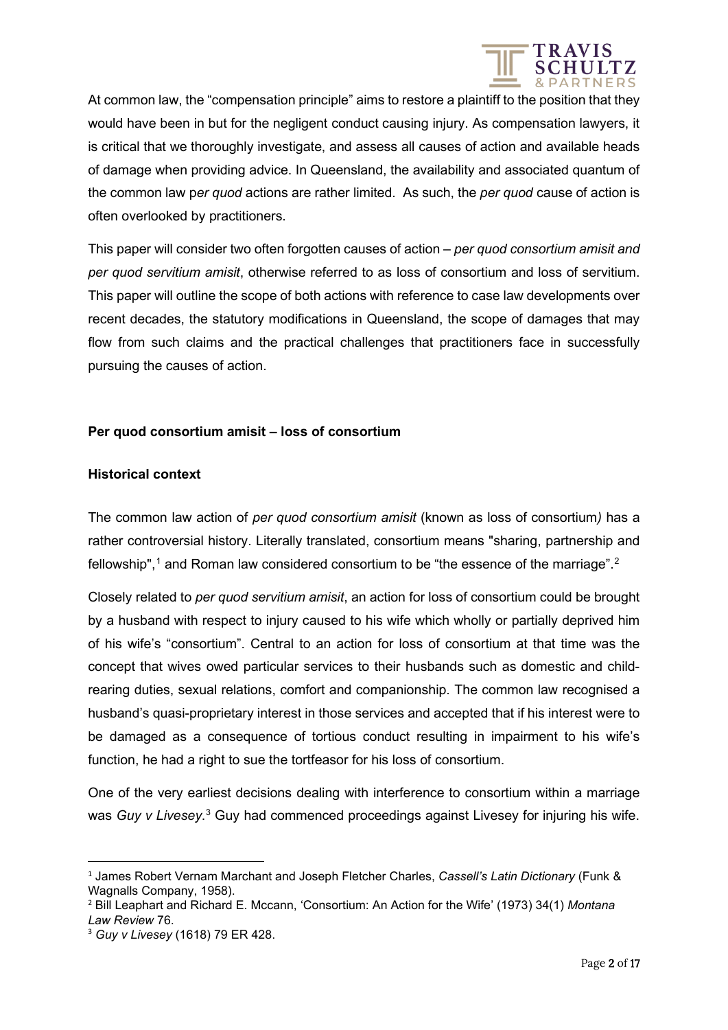At common law, the "compensation principle" aims to restore a plaintiff to the position that they would have been in but for the negligent conduct causing injury. As compensation lawyers, it is critical that we thoroughly investigate, and assess all causes of action and available heads of damage when providing advice. In Queensland, the availability and associated quantum of the common law p*er quod* actions are rather limited. As such, the *per quod* cause of action is often overlooked by practitioners.

This paper will consider two often forgotten causes of action – *per quod consortium amisit and per quod servitium amisit*, otherwise referred to as loss of consortium and loss of servitium. This paper will outline the scope of both actions with reference to case law developments over recent decades, the statutory modifications in Queensland, the scope of damages that may flow from such claims and the practical challenges that practitioners face in successfully pursuing the causes of action.

**Per quod consortium amisit – loss of consortium**

**Historical context**

The common law action of *per quod consortium amisit* (known as loss of consortium*)* has a rather controversial history. Literally translated, consortium means "sharing, partnership and fellowship",[1] and Roman law considered consortium to be "the essence of the marriage".[2]

Closely related to *per quod servitium amisit*, an action for loss of consortium could be brought by a husband with respect to injury caused to his wife which wholly or partially deprived him of his wife's "consortium". Central to an action for loss of consortium at that time was the concept that wives owed particular services to their husbands such as domestic and child-rearing duties, sexual relations, comfort and companionship. The common law recognised a husband's quasi-proprietary interest in those services and accepted that if his interest were to be damaged as a consequence of tortious conduct resulting in impairment to his wife's function, he had a right to sue the tortfeasor for his loss of consortium.

One of the very earliest decisions dealing with interference to consortium within a marriage was *Guy v Livesey*.[3] Guy had commenced proceedings against Livesey for injuring his wife.

---

[1] James Robert Vernam Marchant and Joseph Fletcher Charles, *Cassell's Latin Dictionary* (Funk & Wagnalls Company, 1958).

[2] Bill Leaphart and Richard E. Mccann, 'Consortium: An Action for the Wife' (1973) 34(1) *Montana Law Review* 76.

[3] *Guy v Livesey* (1618) 79 ER 428.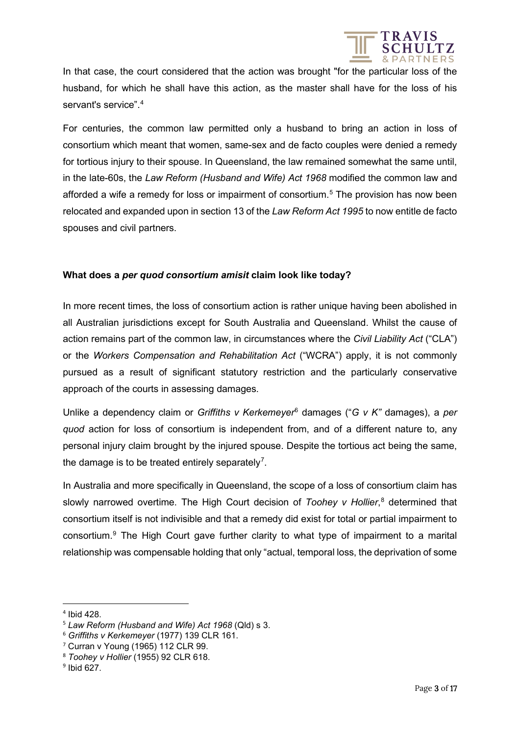In that case, the court considered that the action was brought "for the particular loss of the husband, for which he shall have this action, as the master shall have for the loss of his servant's service".[4]

For centuries, the common law permitted only a husband to bring an action in loss of consortium which meant that women, same-sex and de facto couples were denied a remedy for tortious injury to their spouse. In Queensland, the law remained somewhat the same until, in the late-60s, the *Law Reform (Husband and Wife) Act 1968* modified the common law and afforded a wife a remedy for loss or impairment of consortium.[5] The provision has now been relocated and expanded upon in section 13 of the *Law Reform Act 1995* to now entitle de facto spouses and civil partners.

**What does a *per quod consortium amisit* claim look like today?**

In more recent times, the loss of consortium action is rather unique having been abolished in all Australian jurisdictions except for South Australia and Queensland. Whilst the cause of action remains part of the common law, in circumstances where the *Civil Liability Act* ("CLA") or the *Workers Compensation and Rehabilitation Act* ("WCRA") apply, it is not commonly pursued as a result of significant statutory restriction and the particularly conservative approach of the courts in assessing damages.

Unlike a dependency claim or *Griffiths v Kerkemeyer*[6] damages ("*G v K"* damages), a *per quod* action for loss of consortium is independent from, and of a different nature to, any personal injury claim brought by the injured spouse. Despite the tortious act being the same, the damage is to be treated entirely separately[7].

In Australia and more specifically in Queensland, the scope of a loss of consortium claim has slowly narrowed overtime. The High Court decision of *Toohey v Hollier*,[8] determined that consortium itself is not indivisible and that a remedy did exist for total or partial impairment to consortium.[9] The High Court gave further clarity to what type of impairment to a marital relationship was compensable holding that only "actual, temporal loss, the deprivation of some

---

[4] Ibid 428.

[5] *Law Reform (Husband and Wife) Act 1968* (Qld) s 3.

[6] *Griffiths v Kerkemeyer* (1977) 139 CLR 161.

[7] Curran v Young (1965) 112 CLR 99.

[8] *Toohey v Hollier* (1955) 92 CLR 618.

[9] Ibid 627.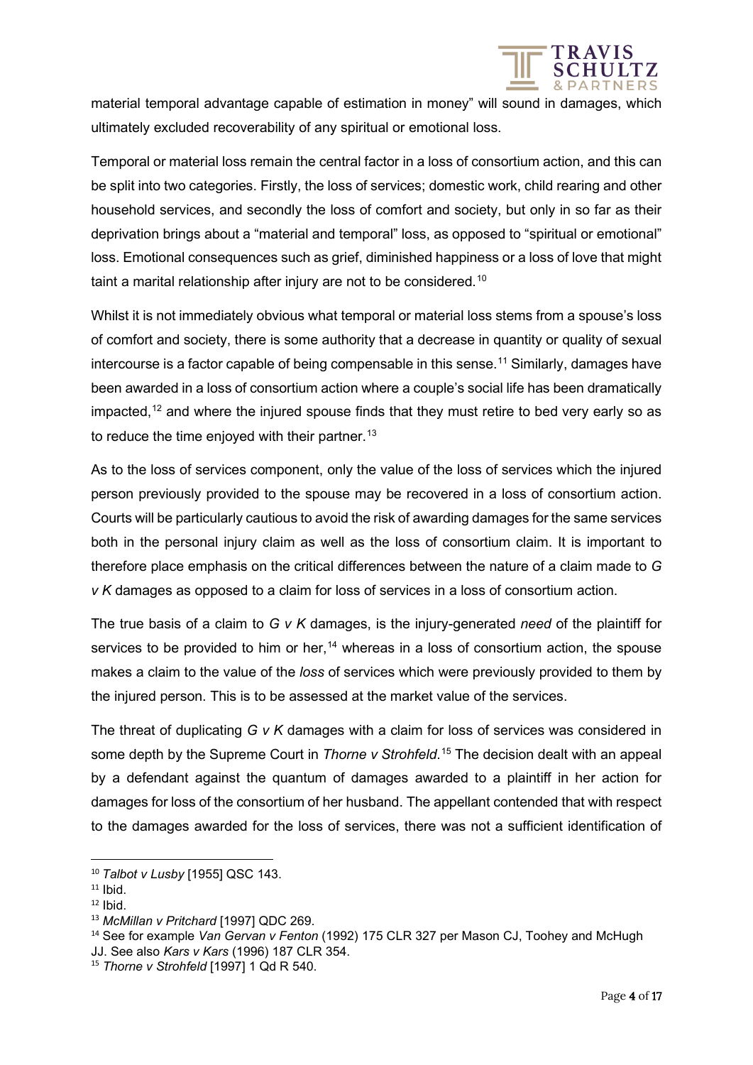material temporal advantage capable of estimation in money" will sound in damages, which ultimately excluded recoverability of any spiritual or emotional loss.

Temporal or material loss remain the central factor in a loss of consortium action, and this can be split into two categories. Firstly, the loss of services; domestic work, child rearing and other household services, and secondly the loss of comfort and society, but only in so far as their deprivation brings about a "material and temporal" loss, as opposed to "spiritual or emotional" loss. Emotional consequences such as grief, diminished happiness or a loss of love that might taint a marital relationship after injury are not to be considered.[10]

Whilst it is not immediately obvious what temporal or material loss stems from a spouse's loss of comfort and society, there is some authority that a decrease in quantity or quality of sexual intercourse is a factor capable of being compensable in this sense.[11] Similarly, damages have been awarded in a loss of consortium action where a couple's social life has been dramatically impacted,[12] and where the injured spouse finds that they must retire to bed very early so as to reduce the time enjoyed with their partner.[13]

As to the loss of services component, only the value of the loss of services which the injured person previously provided to the spouse may be recovered in a loss of consortium action. Courts will be particularly cautious to avoid the risk of awarding damages for the same services both in the personal injury claim as well as the loss of consortium claim. It is important to therefore place emphasis on the critical differences between the nature of a claim made to *G v K* damages as opposed to a claim for loss of services in a loss of consortium action.

The true basis of a claim to *G v K* damages, is the injury-generated *need* of the plaintiff for services to be provided to him or her,[14] whereas in a loss of consortium action, the spouse makes a claim to the value of the *loss* of services which were previously provided to them by the injured person. This is to be assessed at the market value of the services.

The threat of duplicating *G v K* damages with a claim for loss of services was considered in some depth by the Supreme Court in *Thorne v Strohfeld*.[15] The decision dealt with an appeal by a defendant against the quantum of damages awarded to a plaintiff in her action for damages for loss of the consortium of her husband. The appellant contended that with respect to the damages awarded for the loss of services, there was not a sufficient identification of

---

[10] *Talbot v Lusby* [1955] QSC 143.

[11] Ibid.

[12] Ibid.

[13] *McMillan v Pritchard* [1997] QDC 269.

[14] See for example *Van Gervan v Fenton* (1992) 175 CLR 327 per Mason CJ, Toohey and McHugh JJ. See also *Kars v Kars* (1996) 187 CLR 354.

[15] *Thorne v Strohfeld* [1997] 1 Qd R 540.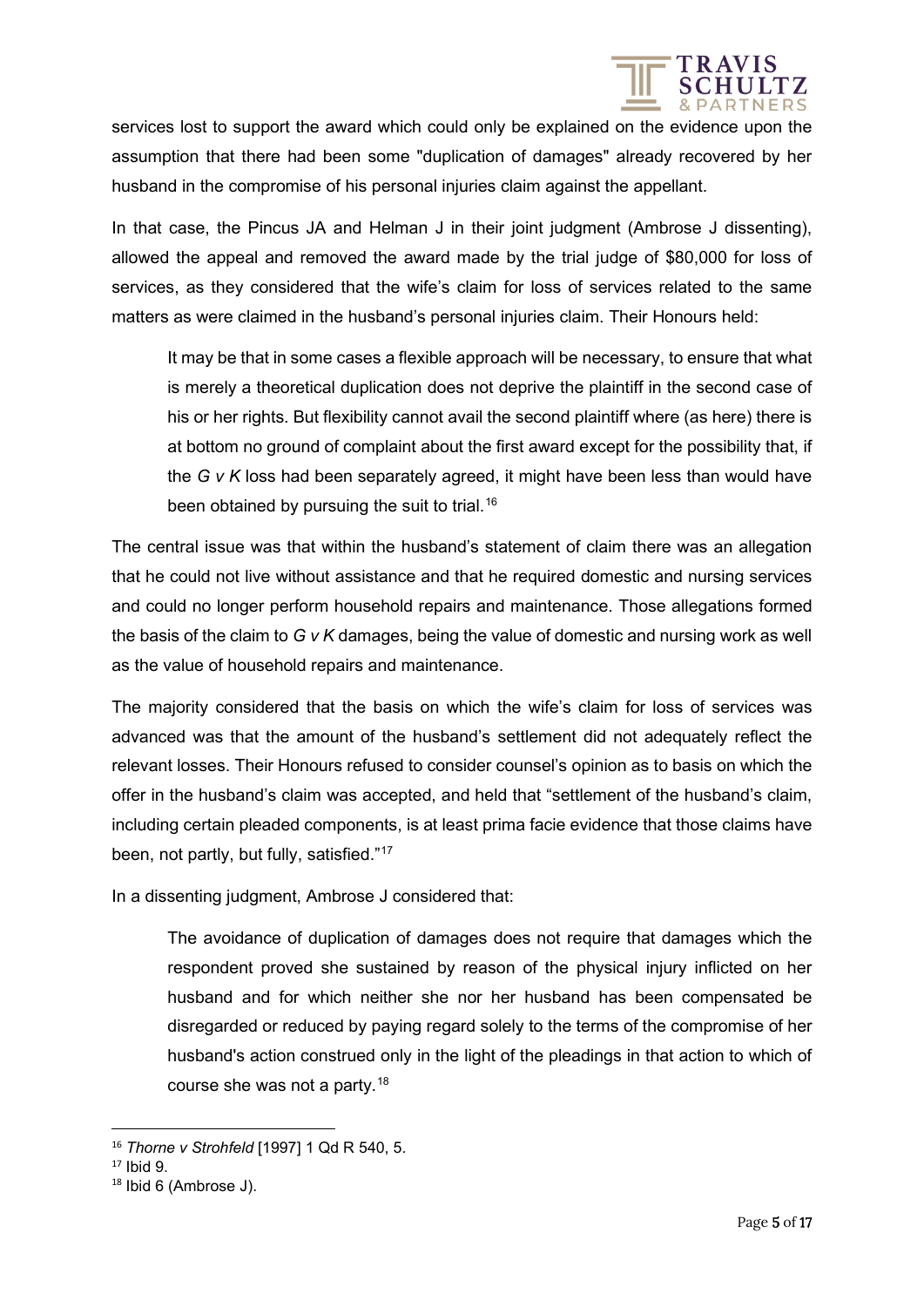services lost to support the award which could only be explained on the evidence upon the assumption that there had been some "duplication of damages" already recovered by her husband in the compromise of his personal injuries claim against the appellant.

In that case, the Pincus JA and Helman J in their joint judgment (Ambrose J dissenting), allowed the appeal and removed the award made by the trial judge of $80,000 for loss of services, as they considered that the wife's claim for loss of services related to the same matters as were claimed in the husband's personal injuries claim. Their Honours held:

> It may be that in some cases a flexible approach will be necessary, to ensure that what is merely a theoretical duplication does not deprive the plaintiff in the second case of his or her rights. But flexibility cannot avail the second plaintiff where (as here) there is at bottom no ground of complaint about the first award except for the possibility that, if the *G v K* loss had been separately agreed, it might have been less than would have been obtained by pursuing the suit to trial.[16]

The central issue was that within the husband's statement of claim there was an allegation that he could not live without assistance and that he required domestic and nursing services and could no longer perform household repairs and maintenance. Those allegations formed the basis of the claim to *G v K* damages, being the value of domestic and nursing work as well as the value of household repairs and maintenance.

The majority considered that the basis on which the wife's claim for loss of services was advanced was that the amount of the husband's settlement did not adequately reflect the relevant losses. Their Honours refused to consider counsel's opinion as to basis on which the offer in the husband's claim was accepted, and held that "settlement of the husband's claim, including certain pleaded components, is at least prima facie evidence that those claims have been, not partly, but fully, satisfied."[17]

In a dissenting judgment, Ambrose J considered that:

> The avoidance of duplication of damages does not require that damages which the respondent proved she sustained by reason of the physical injury inflicted on her husband and for which neither she nor her husband has been compensated be disregarded or reduced by paying regard solely to the terms of the compromise of her husband's action construed only in the light of the pleadings in that action to which of course she was not a party.[18]

---

[16] *Thorne v Strohfeld* [1997] 1 Qd R 540, 5.

[17] Ibid 9.

[18] Ibid 6 (Ambrose J).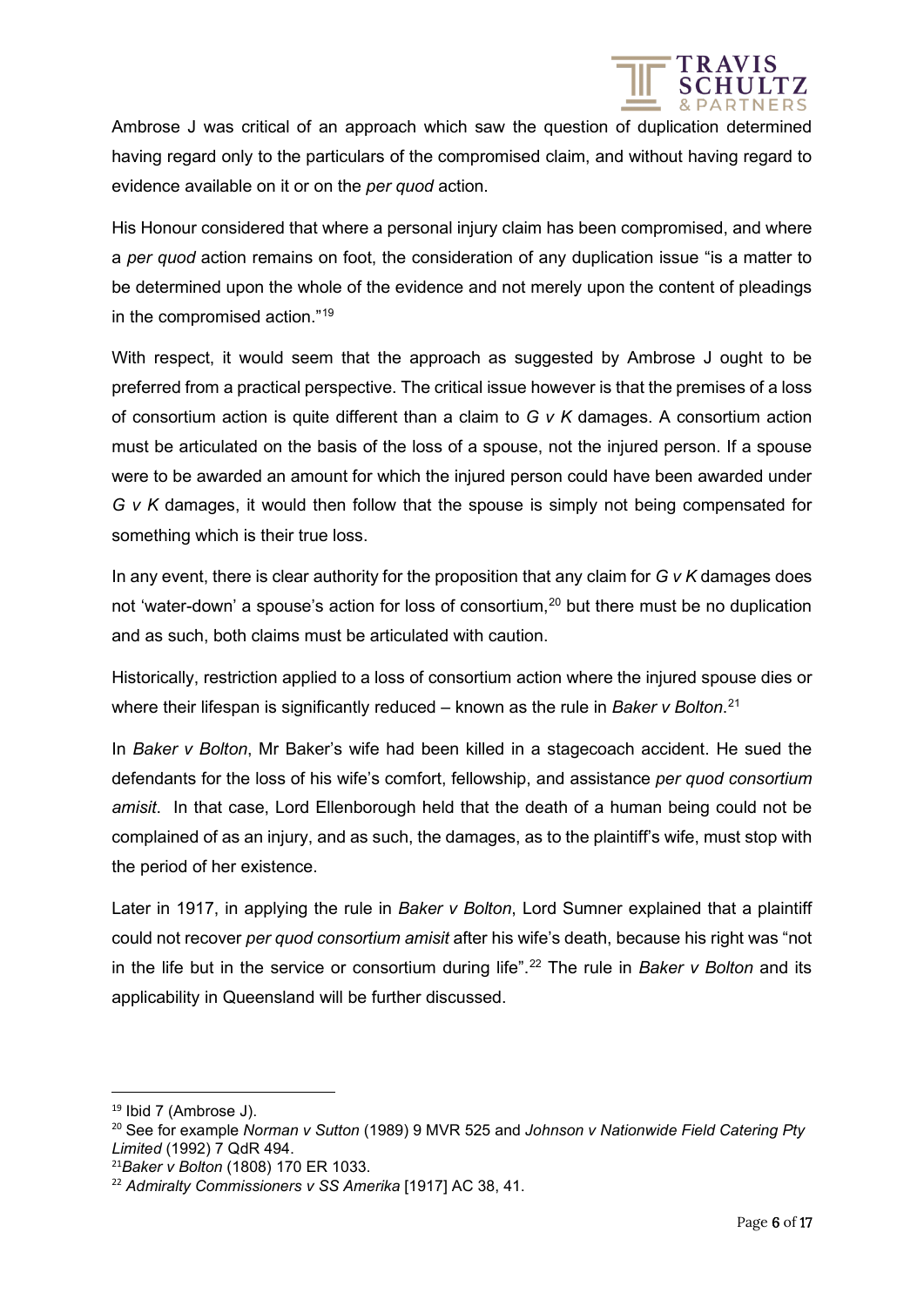Ambrose J was critical of an approach which saw the question of duplication determined having regard only to the particulars of the compromised claim, and without having regard to evidence available on it or on the *per quod* action.

His Honour considered that where a personal injury claim has been compromised, and where a *per quod* action remains on foot, the consideration of any duplication issue "is a matter to be determined upon the whole of the evidence and not merely upon the content of pleadings in the compromised action."[19]

With respect, it would seem that the approach as suggested by Ambrose J ought to be preferred from a practical perspective. The critical issue however is that the premises of a loss of consortium action is quite different than a claim to *G v K* damages. A consortium action must be articulated on the basis of the loss of a spouse, not the injured person. If a spouse were to be awarded an amount for which the injured person could have been awarded under *G v K* damages, it would then follow that the spouse is simply not being compensated for something which is their true loss.

In any event, there is clear authority for the proposition that any claim for *G v K* damages does not 'water-down' a spouse's action for loss of consortium,[20] but there must be no duplication and as such, both claims must be articulated with caution.

Historically, restriction applied to a loss of consortium action where the injured spouse dies or where their lifespan is significantly reduced – known as the rule in *Baker v Bolton*.[21]

In *Baker v Bolton*, Mr Baker's wife had been killed in a stagecoach accident. He sued the defendants for the loss of his wife's comfort, fellowship, and assistance *per quod consortium amisit*. In that case, Lord Ellenborough held that the death of a human being could not be complained of as an injury, and as such, the damages, as to the plaintiff's wife, must stop with the period of her existence.

Later in 1917, in applying the rule in *Baker v Bolton*, Lord Sumner explained that a plaintiff could not recover *per quod consortium amisit* after his wife's death, because his right was "not in the life but in the service or consortium during life".[22] The rule in *Baker v Bolton* and its applicability in Queensland will be further discussed.

---

[19] Ibid 7 (Ambrose J).

[20] See for example *Norman v Sutton* (1989) 9 MVR 525 and *Johnson v Nationwide Field Catering Pty Limited* (1992) 7 QdR 494.

[21] *Baker v Bolton* (1808) 170 ER 1033.

[22] *Admiralty Commissioners v SS Amerika* [1917] AC 38, 41.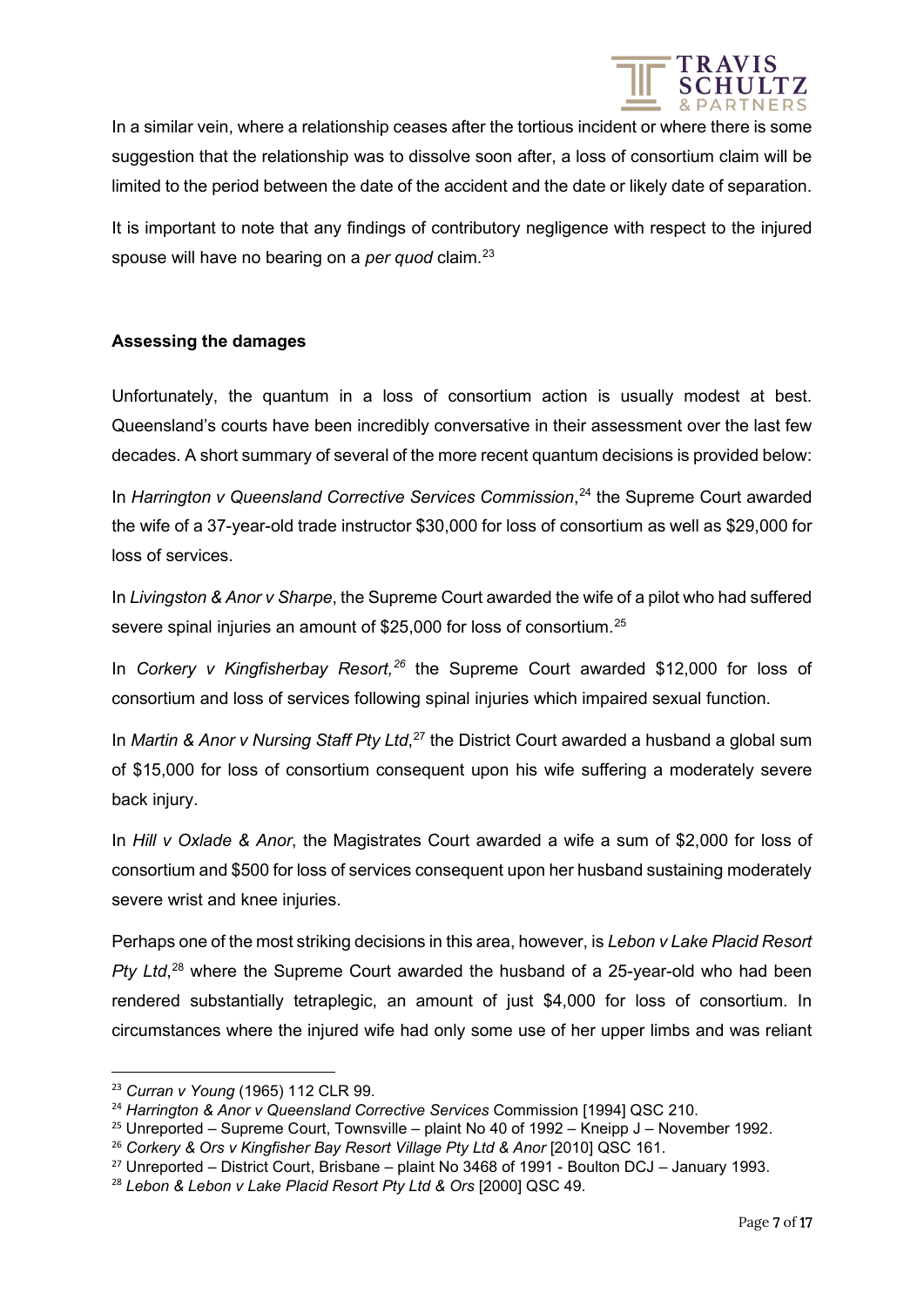In a similar vein, where a relationship ceases after the tortious incident or where there is some suggestion that the relationship was to dissolve soon after, a loss of consortium claim will be limited to the period between the date of the accident and the date or likely date of separation.

It is important to note that any findings of contributory negligence with respect to the injured spouse will have no bearing on a *per quod* claim.[23]

**Assessing the damages**

Unfortunately, the quantum in a loss of consortium action is usually modest at best. Queensland's courts have been incredibly conversative in their assessment over the last few decades. A short summary of several of the more recent quantum decisions is provided below:

In *Harrington v Queensland Corrective Services Commission*,[24] the Supreme Court awarded the wife of a 37-year-old trade instructor $30,000 for loss of consortium as well as $29,000 for loss of services.

In *Livingston & Anor v Sharpe*, the Supreme Court awarded the wife of a pilot who had suffered severe spinal injuries an amount of $25,000 for loss of consortium.[25]

In *Corkery v Kingfisherbay Resort,*[26] the Supreme Court awarded $12,000 for loss of consortium and loss of services following spinal injuries which impaired sexual function.

In *Martin & Anor v Nursing Staff Pty Ltd*,[27] the District Court awarded a husband a global sum of $15,000 for loss of consortium consequent upon his wife suffering a moderately severe back injury.

In *Hill v Oxlade & Anor*, the Magistrates Court awarded a wife a sum of $2,000 for loss of consortium and $500 for loss of services consequent upon her husband sustaining moderately severe wrist and knee injuries.

Perhaps one of the most striking decisions in this area, however, is *Lebon v Lake Placid Resort Pty Ltd*,[28] where the Supreme Court awarded the husband of a 25-year-old who had been rendered substantially tetraplegic, an amount of just $4,000 for loss of consortium. In circumstances where the injured wife had only some use of her upper limbs and was reliant

---

[23] *Curran v Young* (1965) 112 CLR 99.

[24] *Harrington & Anor v Queensland Corrective Services* Commission [1994] QSC 210.

[25] Unreported – Supreme Court, Townsville – plaint No 40 of 1992 – Kneipp J – November 1992.

[26] *Corkery & Ors v Kingfisher Bay Resort Village Pty Ltd & Anor* [2010] QSC 161.

[27] Unreported – District Court, Brisbane – plaint No 3468 of 1991 - Boulton DCJ – January 1993.

[28] *Lebon & Lebon v Lake Placid Resort Pty Ltd & Ors* [2000] QSC 49.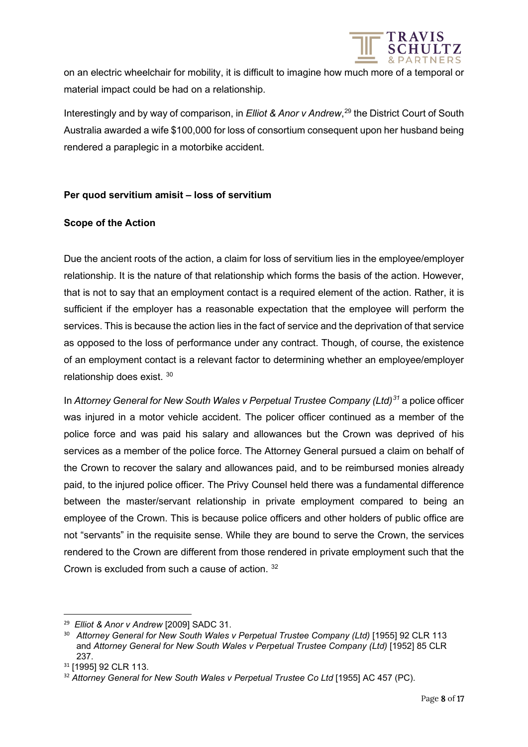on an electric wheelchair for mobility, it is difficult to imagine how much more of a temporal or material impact could be had on a relationship.

Interestingly and by way of comparison, in *Elliot & Anor v Andrew*,[29] the District Court of South Australia awarded a wife $100,000 for loss of consortium consequent upon her husband being rendered a paraplegic in a motorbike accident.

**Per quod servitium amisit – loss of servitium**

**Scope of the Action**

Due the ancient roots of the action, a claim for loss of servitium lies in the employee/employer relationship. It is the nature of that relationship which forms the basis of the action. However, that is not to say that an employment contact is a required element of the action. Rather, it is sufficient if the employer has a reasonable expectation that the employee will perform the services. This is because the action lies in the fact of service and the deprivation of that service as opposed to the loss of performance under any contract. Though, of course, the existence of an employment contact is a relevant factor to determining whether an employee/employer relationship does exist. [30]

In *Attorney General for New South Wales v Perpetual Trustee Company (Ltd)*[31] a police officer was injured in a motor vehicle accident. The policer officer continued as a member of the police force and was paid his salary and allowances but the Crown was deprived of his services as a member of the police force. The Attorney General pursued a claim on behalf of the Crown to recover the salary and allowances paid, and to be reimbursed monies already paid, to the injured police officer. The Privy Counsel held there was a fundamental difference between the master/servant relationship in private employment compared to being an employee of the Crown. This is because police officers and other holders of public office are not "servants" in the requisite sense. While they are bound to serve the Crown, the services rendered to the Crown are different from those rendered in private employment such that the Crown is excluded from such a cause of action. [32]

---

[29] *Elliot & Anor v Andrew* [2009] SADC 31.

[30] *Attorney General for New South Wales v Perpetual Trustee Company (Ltd)* [1955] 92 CLR 113 and *Attorney General for New South Wales v Perpetual Trustee Company (Ltd)* [1952] 85 CLR 237.

[31] [1995] 92 CLR 113.

[32] *Attorney General for New South Wales v Perpetual Trustee Co Ltd* [1955] AC 457 (PC).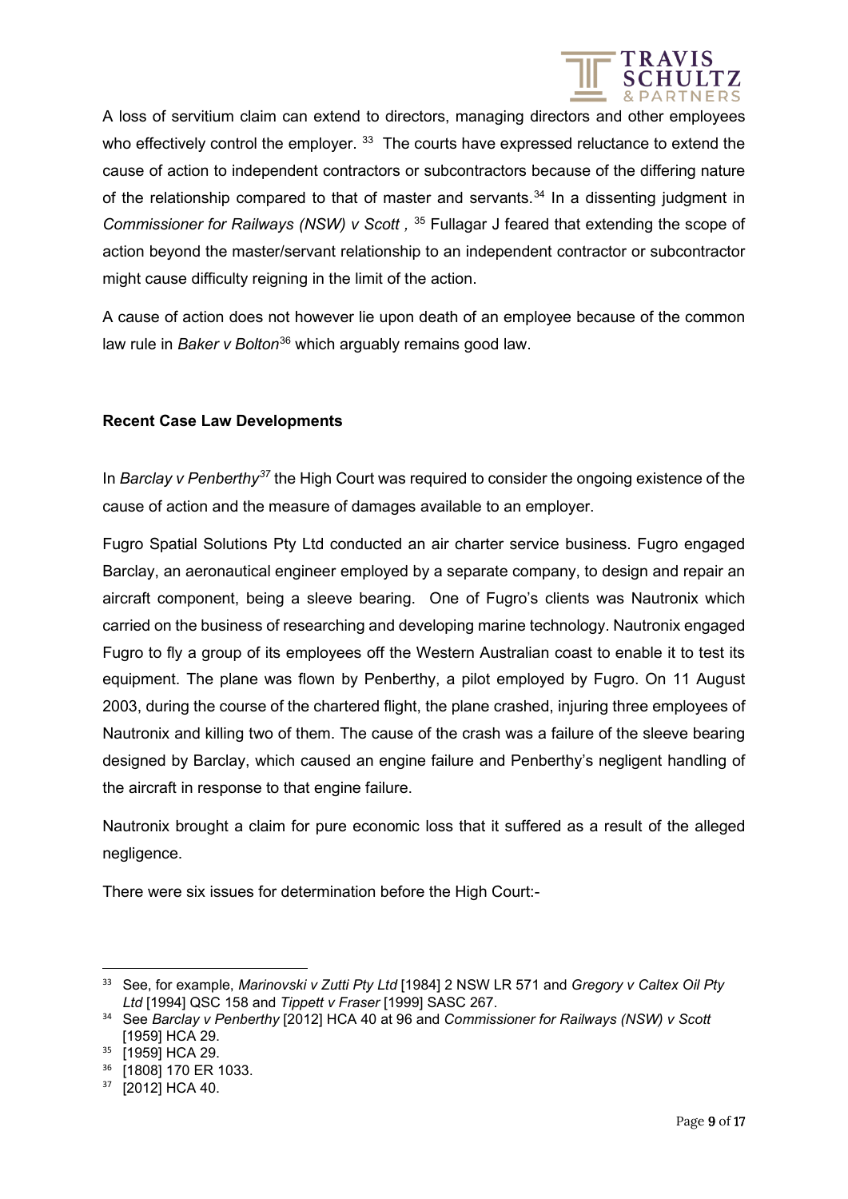A loss of servitium claim can extend to directors, managing directors and other employees who effectively control the employer. [33] The courts have expressed reluctance to extend the cause of action to independent contractors or subcontractors because of the differing nature of the relationship compared to that of master and servants.[34] In a dissenting judgment in *Commissioner for Railways (NSW) v Scott* , [35] Fullagar J feared that extending the scope of action beyond the master/servant relationship to an independent contractor or subcontractor might cause difficulty reigning in the limit of the action.

A cause of action does not however lie upon death of an employee because of the common law rule in *Baker v Bolton*[36] which arguably remains good law.

**Recent Case Law Developments**

In *Barclay v Penberthy*[37] the High Court was required to consider the ongoing existence of the cause of action and the measure of damages available to an employer.

Fugro Spatial Solutions Pty Ltd conducted an air charter service business. Fugro engaged Barclay, an aeronautical engineer employed by a separate company, to design and repair an aircraft component, being a sleeve bearing. One of Fugro's clients was Nautronix which carried on the business of researching and developing marine technology. Nautronix engaged Fugro to fly a group of its employees off the Western Australian coast to enable it to test its equipment. The plane was flown by Penberthy, a pilot employed by Fugro. On 11 August 2003, during the course of the chartered flight, the plane crashed, injuring three employees of Nautronix and killing two of them. The cause of the crash was a failure of the sleeve bearing designed by Barclay, which caused an engine failure and Penberthy's negligent handling of the aircraft in response to that engine failure.

Nautronix brought a claim for pure economic loss that it suffered as a result of the alleged negligence.

There were six issues for determination before the High Court:-

---

[33] See, for example, *Marinovski v Zutti Pty Ltd* [1984] 2 NSW LR 571 and *Gregory v Caltex Oil Pty Ltd* [1994] QSC 158 and *Tippett v Fraser* [1999] SASC 267.

[34] See *Barclay v Penberthy* [2012] HCA 40 at 96 and *Commissioner for Railways (NSW) v Scott* [1959] HCA 29.

[35] [1959] HCA 29.

[36] [1808] 170 ER 1033.

[37] [2012] HCA 40.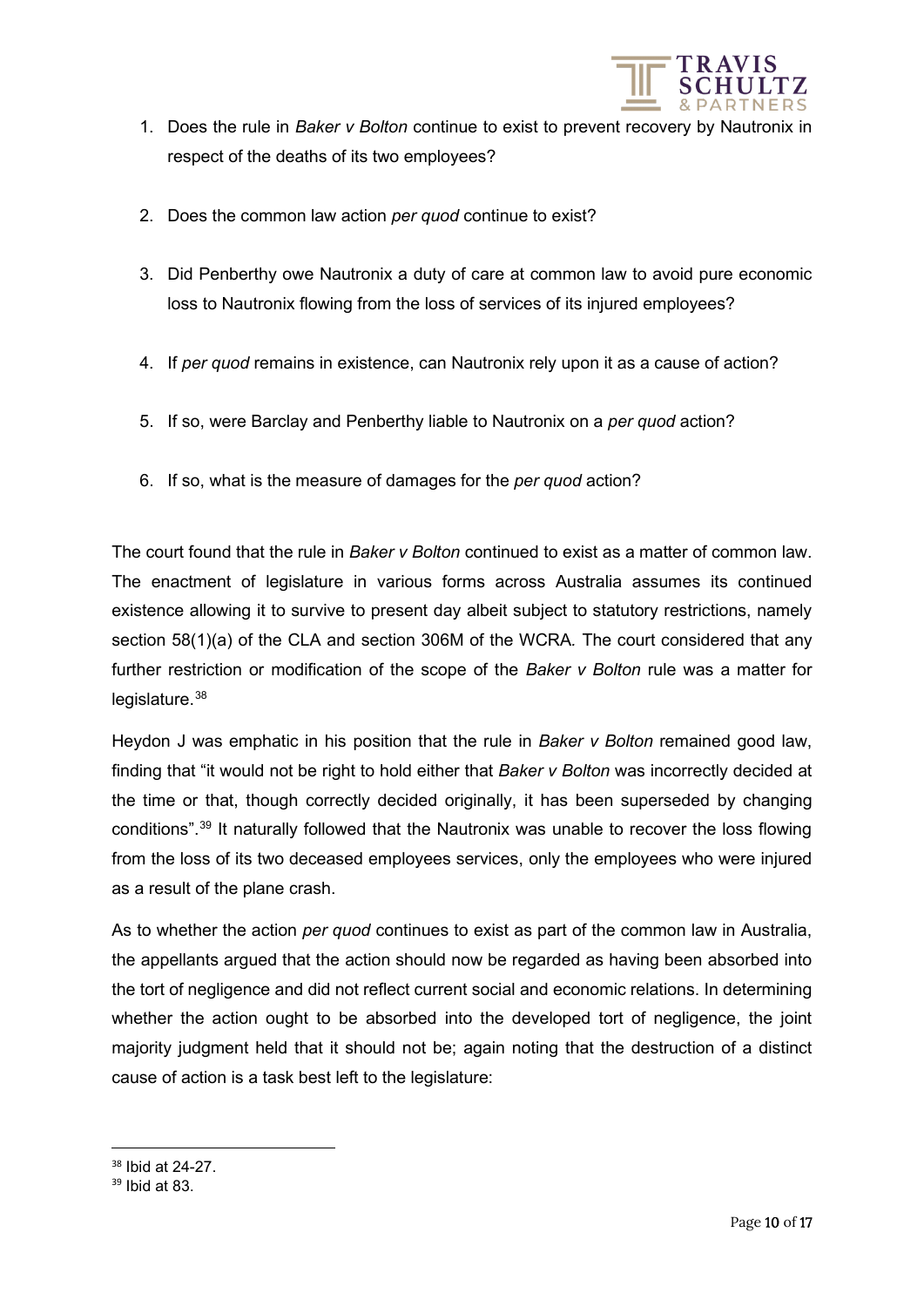1. Does the rule in *Baker v Bolton* continue to exist to prevent recovery by Nautronix in respect of the deaths of its two employees?

2. Does the common law action *per quod* continue to exist?

3. Did Penberthy owe Nautronix a duty of care at common law to avoid pure economic loss to Nautronix flowing from the loss of services of its injured employees?

4. If *per quod* remains in existence, can Nautronix rely upon it as a cause of action?

5. If so, were Barclay and Penberthy liable to Nautronix on a *per quod* action?

6. If so, what is the measure of damages for the *per quod* action?

The court found that the rule in *Baker v Bolton* continued to exist as a matter of common law. The enactment of legislature in various forms across Australia assumes its continued existence allowing it to survive to present day albeit subject to statutory restrictions, namely section 58(1)(a) of the CLA and section 306M of the WCRA. The court considered that any further restriction or modification of the scope of the *Baker v Bolton* rule was a matter for legislature.[38]

Heydon J was emphatic in his position that the rule in *Baker v Bolton* remained good law, finding that "it would not be right to hold either that *Baker v Bolton* was incorrectly decided at the time or that, though correctly decided originally, it has been superseded by changing conditions".[39] It naturally followed that the Nautronix was unable to recover the loss flowing from the loss of its two deceased employees services, only the employees who were injured as a result of the plane crash.

As to whether the action *per quod* continues to exist as part of the common law in Australia, the appellants argued that the action should now be regarded as having been absorbed into the tort of negligence and did not reflect current social and economic relations. In determining whether the action ought to be absorbed into the developed tort of negligence, the joint majority judgment held that it should not be; again noting that the destruction of a distinct cause of action is a task best left to the legislature:

---

[38] Ibid at 24-27.

[39] Ibid at 83.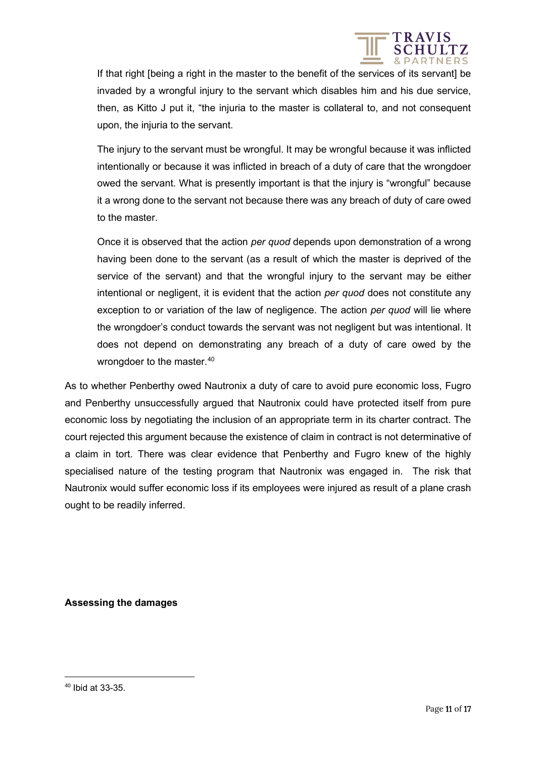> If that right [being a right in the master to the benefit of the services of its servant] be invaded by a wrongful injury to the servant which disables him and his due service, then, as Kitto J put it, "the injuria to the master is collateral to, and not consequent upon, the injuria to the servant.
>
> The injury to the servant must be wrongful. It may be wrongful because it was inflicted intentionally or because it was inflicted in breach of a duty of care that the wrongdoer owed the servant. What is presently important is that the injury is "wrongful" because it a wrong done to the servant not because there was any breach of duty of care owed to the master.
>
> Once it is observed that the action *per quod* depends upon demonstration of a wrong having been done to the servant (as a result of which the master is deprived of the service of the servant) and that the wrongful injury to the servant may be either intentional or negligent, it is evident that the action *per quod* does not constitute any exception to or variation of the law of negligence. The action *per quod* will lie where the wrongdoer's conduct towards the servant was not negligent but was intentional. It does not depend on demonstrating any breach of a duty of care owed by the wrongdoer to the master.[40]

As to whether Penberthy owed Nautronix a duty of care to avoid pure economic loss, Fugro and Penberthy unsuccessfully argued that Nautronix could have protected itself from pure economic loss by negotiating the inclusion of an appropriate term in its charter contract. The court rejected this argument because the existence of claim in contract is not determinative of a claim in tort. There was clear evidence that Penberthy and Fugro knew of the highly specialised nature of the testing program that Nautronix was engaged in. The risk that Nautronix would suffer economic loss if its employees were injured as result of a plane crash ought to be readily inferred.

**Assessing the damages**

[40] Ibid at 33-35.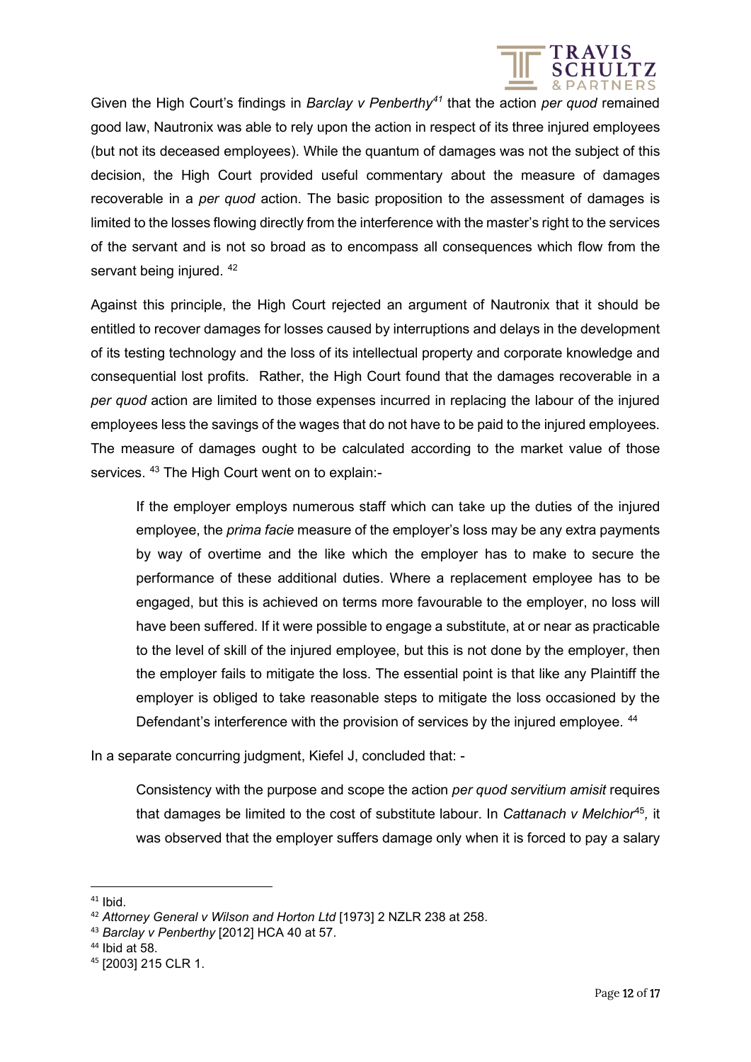Given the High Court's findings in *Barclay v Penberthy*[41] that the action *per quod* remained good law, Nautronix was able to rely upon the action in respect of its three injured employees (but not its deceased employees). While the quantum of damages was not the subject of this decision, the High Court provided useful commentary about the measure of damages recoverable in a *per quod* action. The basic proposition to the assessment of damages is limited to the losses flowing directly from the interference with the master's right to the services of the servant and is not so broad as to encompass all consequences which flow from the servant being injured. [42]

Against this principle, the High Court rejected an argument of Nautronix that it should be entitled to recover damages for losses caused by interruptions and delays in the development of its testing technology and the loss of its intellectual property and corporate knowledge and consequential lost profits. Rather, the High Court found that the damages recoverable in a *per quod* action are limited to those expenses incurred in replacing the labour of the injured employees less the savings of the wages that do not have to be paid to the injured employees. The measure of damages ought to be calculated according to the market value of those services. [43] The High Court went on to explain:-

> If the employer employs numerous staff which can take up the duties of the injured employee, the *prima facie* measure of the employer's loss may be any extra payments by way of overtime and the like which the employer has to make to secure the performance of these additional duties. Where a replacement employee has to be engaged, but this is achieved on terms more favourable to the employer, no loss will have been suffered. If it were possible to engage a substitute, at or near as practicable to the level of skill of the injured employee, but this is not done by the employer, then the employer fails to mitigate the loss. The essential point is that like any Plaintiff the employer is obliged to take reasonable steps to mitigate the loss occasioned by the Defendant's interference with the provision of services by the injured employee. [44]

In a separate concurring judgment, Kiefel J, concluded that: -

> Consistency with the purpose and scope the action *per quod servitium amisit* requires that damages be limited to the cost of substitute labour. In *Cattanach v Melchior*[45], it was observed that the employer suffers damage only when it is forced to pay a salary

---

[41] Ibid.

[42] *Attorney General v Wilson and Horton Ltd* [1973] 2 NZLR 238 at 258.

[43] *Barclay v Penberthy* [2012] HCA 40 at 57.

[44] Ibid at 58.

[45] [2003] 215 CLR 1.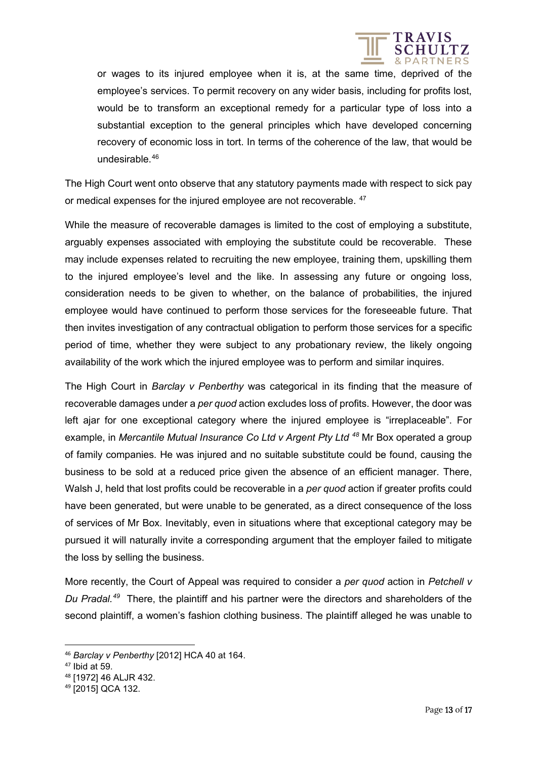or wages to its injured employee when it is, at the same time, deprived of the employee's services. To permit recovery on any wider basis, including for profits lost, would be to transform an exceptional remedy for a particular type of loss into a substantial exception to the general principles which have developed concerning recovery of economic loss in tort. In terms of the coherence of the law, that would be undesirable.[46]

The High Court went onto observe that any statutory payments made with respect to sick pay or medical expenses for the injured employee are not recoverable. [47]

While the measure of recoverable damages is limited to the cost of employing a substitute, arguably expenses associated with employing the substitute could be recoverable. These may include expenses related to recruiting the new employee, training them, upskilling them to the injured employee's level and the like. In assessing any future or ongoing loss, consideration needs to be given to whether, on the balance of probabilities, the injured employee would have continued to perform those services for the foreseeable future. That then invites investigation of any contractual obligation to perform those services for a specific period of time, whether they were subject to any probationary review, the likely ongoing availability of the work which the injured employee was to perform and similar inquires.

The High Court in *Barclay v Penberthy* was categorical in its finding that the measure of recoverable damages under a *per quod* action excludes loss of profits. However, the door was left ajar for one exceptional category where the injured employee is "irreplaceable". For example, in *Mercantile Mutual Insurance Co Ltd v Argent Pty Ltd* [48] Mr Box operated a group of family companies. He was injured and no suitable substitute could be found, causing the business to be sold at a reduced price given the absence of an efficient manager. There, Walsh J, held that lost profits could be recoverable in a *per quod* action if greater profits could have been generated, but were unable to be generated, as a direct consequence of the loss of services of Mr Box. Inevitably, even in situations where that exceptional category may be pursued it will naturally invite a corresponding argument that the employer failed to mitigate the loss by selling the business.

More recently, the Court of Appeal was required to consider a *per quod* action in *Petchell v Du Pradal.*[49] There, the plaintiff and his partner were the directors and shareholders of the second plaintiff, a women's fashion clothing business. The plaintiff alleged he was unable to

---

[46] *Barclay v Penberthy* [2012] HCA 40 at 164.

[47] Ibid at 59.

[48] [1972] 46 ALJR 432.

[49] [2015] QCA 132.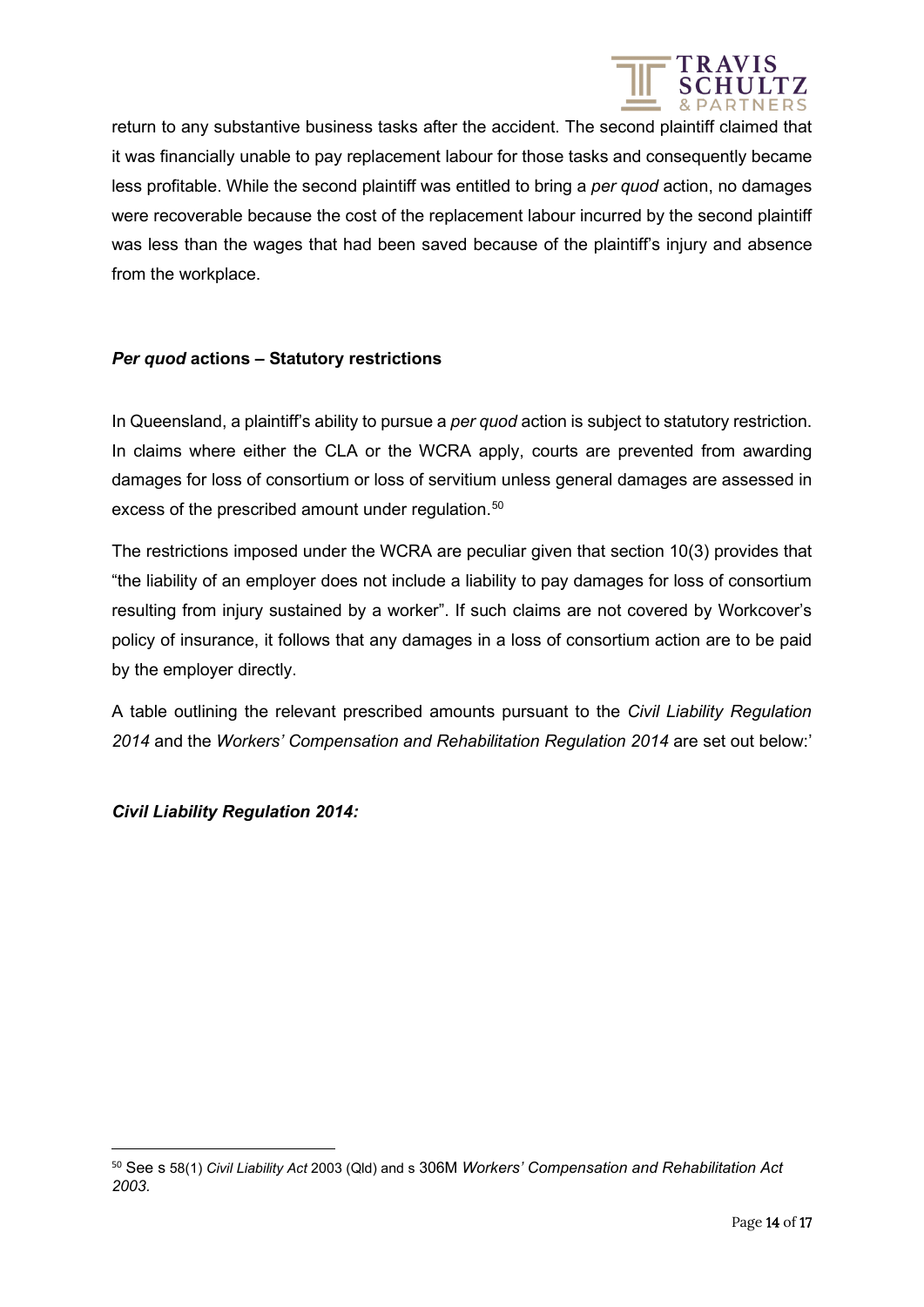return to any substantive business tasks after the accident. The second plaintiff claimed that it was financially unable to pay replacement labour for those tasks and consequently became less profitable. While the second plaintiff was entitled to bring a *per quod* action, no damages were recoverable because the cost of the replacement labour incurred by the second plaintiff was less than the wages that had been saved because of the plaintiff's injury and absence from the workplace.

### *Per quod* actions – Statutory restrictions

In Queensland, a plaintiff's ability to pursue a *per quod* action is subject to statutory restriction. In claims where either the CLA or the WCRA apply, courts are prevented from awarding damages for loss of consortium or loss of servitium unless general damages are assessed in excess of the prescribed amount under regulation.[50]

The restrictions imposed under the WCRA are peculiar given that section 10(3) provides that "the liability of an employer does not include a liability to pay damages for loss of consortium resulting from injury sustained by a worker". If such claims are not covered by Workcover's policy of insurance, it follows that any damages in a loss of consortium action are to be paid by the employer directly.

A table outlining the relevant prescribed amounts pursuant to the *Civil Liability Regulation 2014* and the *Workers' Compensation and Rehabilitation Regulation 2014* are set out below:'

***Civil Liability Regulation 2014:***

---

[50] See s 58(1) *Civil Liability Act* 2003 (Qld) and s 306M *Workers' Compensation and Rehabilitation Act 2003.*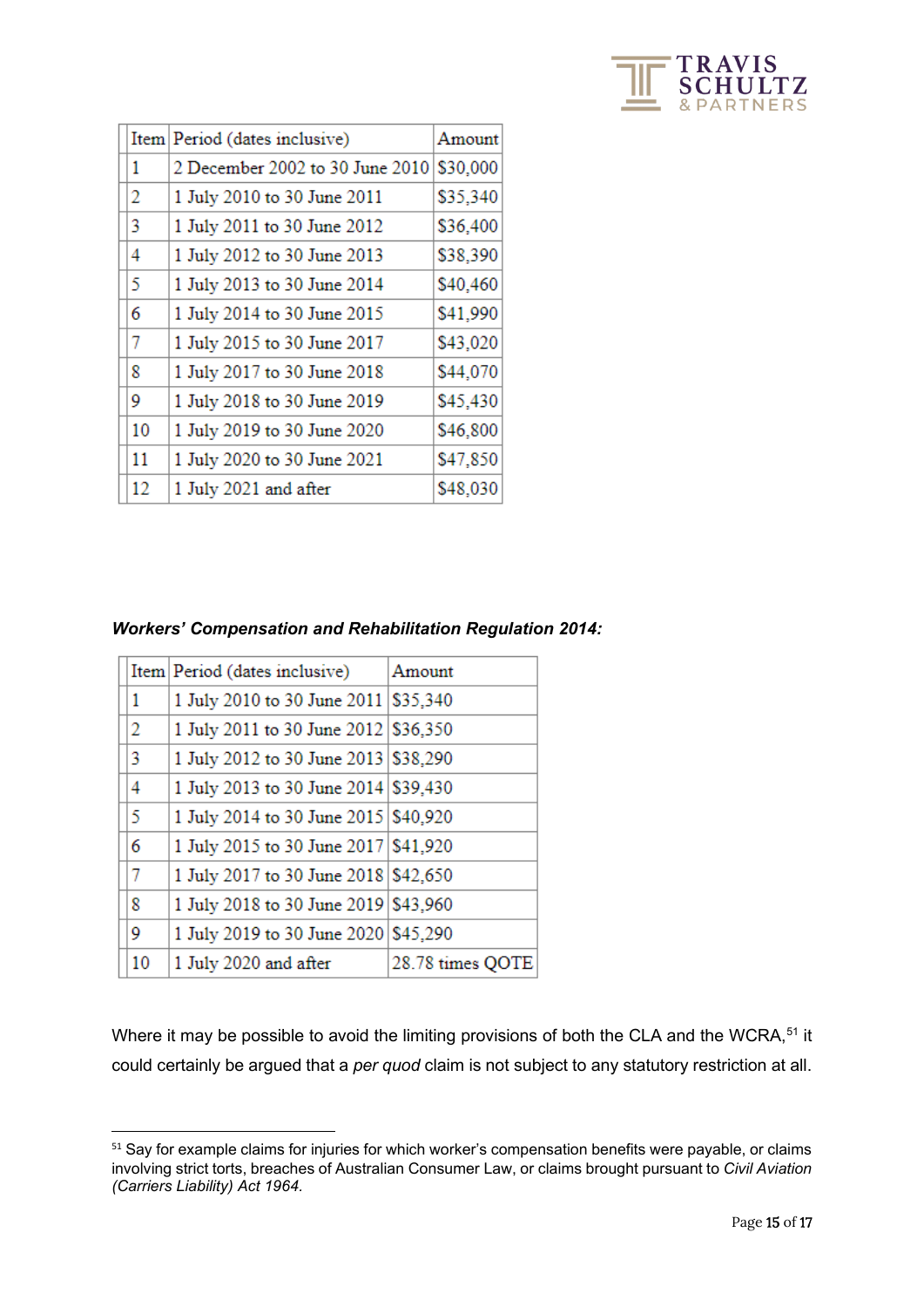| Item | Period (dates inclusive) | Amount |
|---|---|---|
| 1 | 2 December 2002 to 30 June 2010 | $30,000 |
| 2 | 1 July 2010 to 30 June 2011 | $35,340 |
| 3 | 1 July 2011 to 30 June 2012 | $36,400 |
| 4 | 1 July 2012 to 30 June 2013 | $38,390 |
| 5 | 1 July 2013 to 30 June 2014 | $40,460 |
| 6 | 1 July 2014 to 30 June 2015 | $41,990 |
| 7 | 1 July 2015 to 30 June 2017 | $43,020 |
| 8 | 1 July 2017 to 30 June 2018 | $44,070 |
| 9 | 1 July 2018 to 30 June 2019 | $45,430 |
| 10 | 1 July 2019 to 30 June 2020 | $46,800 |
| 11 | 1 July 2020 to 30 June 2021 | $47,850 |
| 12 | 1 July 2021 and after | $48,030 |

***Workers' Compensation and Rehabilitation Regulation 2014:***

| Item | Period (dates inclusive) | Amount |
|---|---|---|
| 1 | 1 July 2010 to 30 June 2011 | $35,340 |
| 2 | 1 July 2011 to 30 June 2012 | $36,350 |
| 3 | 1 July 2012 to 30 June 2013 | $38,290 |
| 4 | 1 July 2013 to 30 June 2014 | $39,430 |
| 5 | 1 July 2014 to 30 June 2015 | $40,920 |
| 6 | 1 July 2015 to 30 June 2017 | $41,920 |
| 7 | 1 July 2017 to 30 June 2018 | $42,650 |
| 8 | 1 July 2018 to 30 June 2019 | $43,960 |
| 9 | 1 July 2019 to 30 June 2020 | $45,290 |
| 10 | 1 July 2020 and after | 28.78 times QOTE |

Where it may be possible to avoid the limiting provisions of both the CLA and the WCRA,[51] it could certainly be argued that a *per quod* claim is not subject to any statutory restriction at all.

[51] Say for example claims for injuries for which worker's compensation benefits were payable, or claims involving strict torts, breaches of Australian Consumer Law, or claims brought pursuant to *Civil Aviation (Carriers Liability) Act 1964*.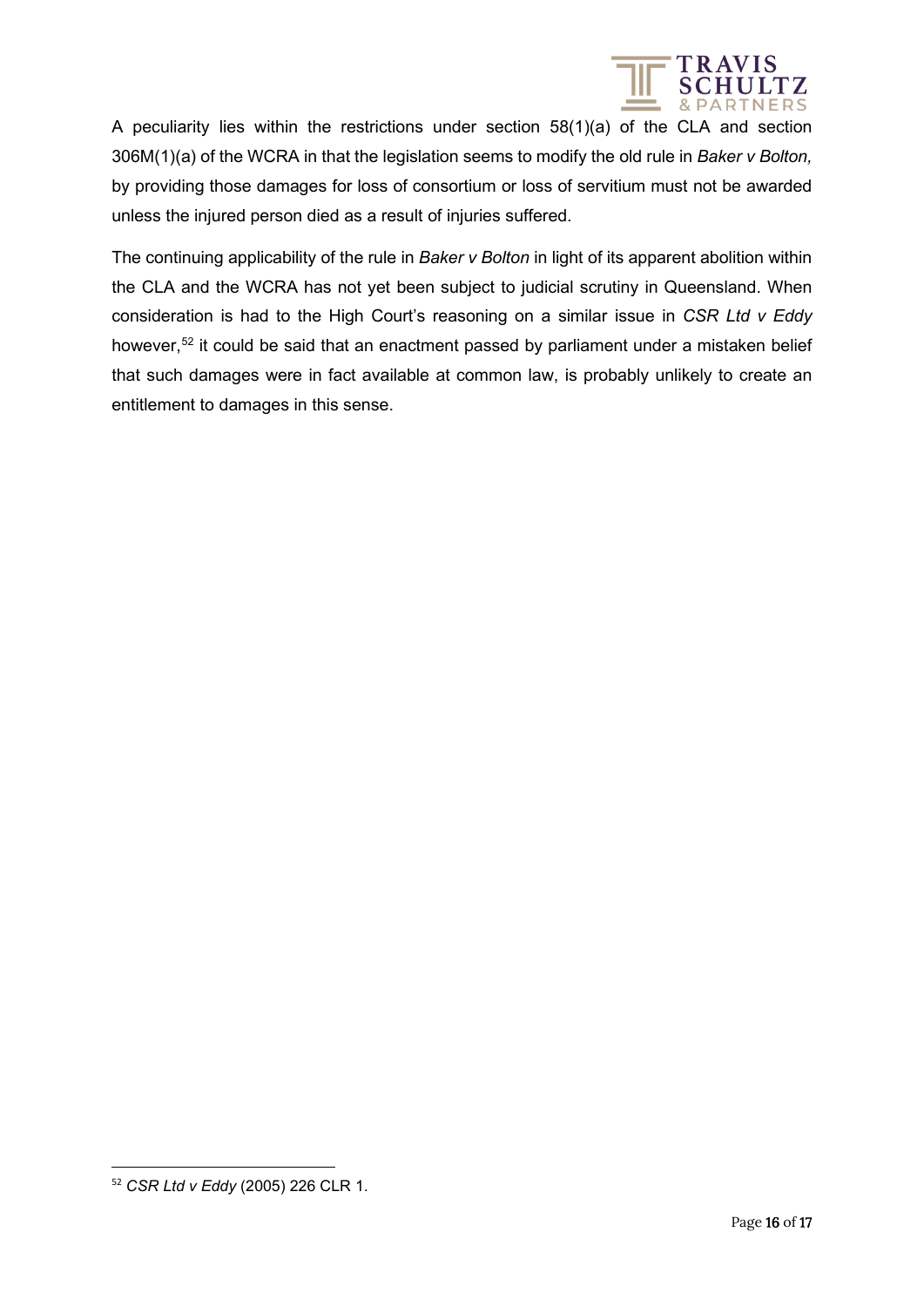A peculiarity lies within the restrictions under section 58(1)(a) of the CLA and section 306M(1)(a) of the WCRA in that the legislation seems to modify the old rule in *Baker v Bolton,* by providing those damages for loss of consortium or loss of servitium must not be awarded unless the injured person died as a result of injuries suffered.

The continuing applicability of the rule in *Baker v Bolton* in light of its apparent abolition within the CLA and the WCRA has not yet been subject to judicial scrutiny in Queensland. When consideration is had to the High Court's reasoning on a similar issue in *CSR Ltd v Eddy* however,[52] it could be said that an enactment passed by parliament under a mistaken belief that such damages were in fact available at common law, is probably unlikely to create an entitlement to damages in this sense.

---

[52] *CSR Ltd v Eddy* (2005) 226 CLR 1.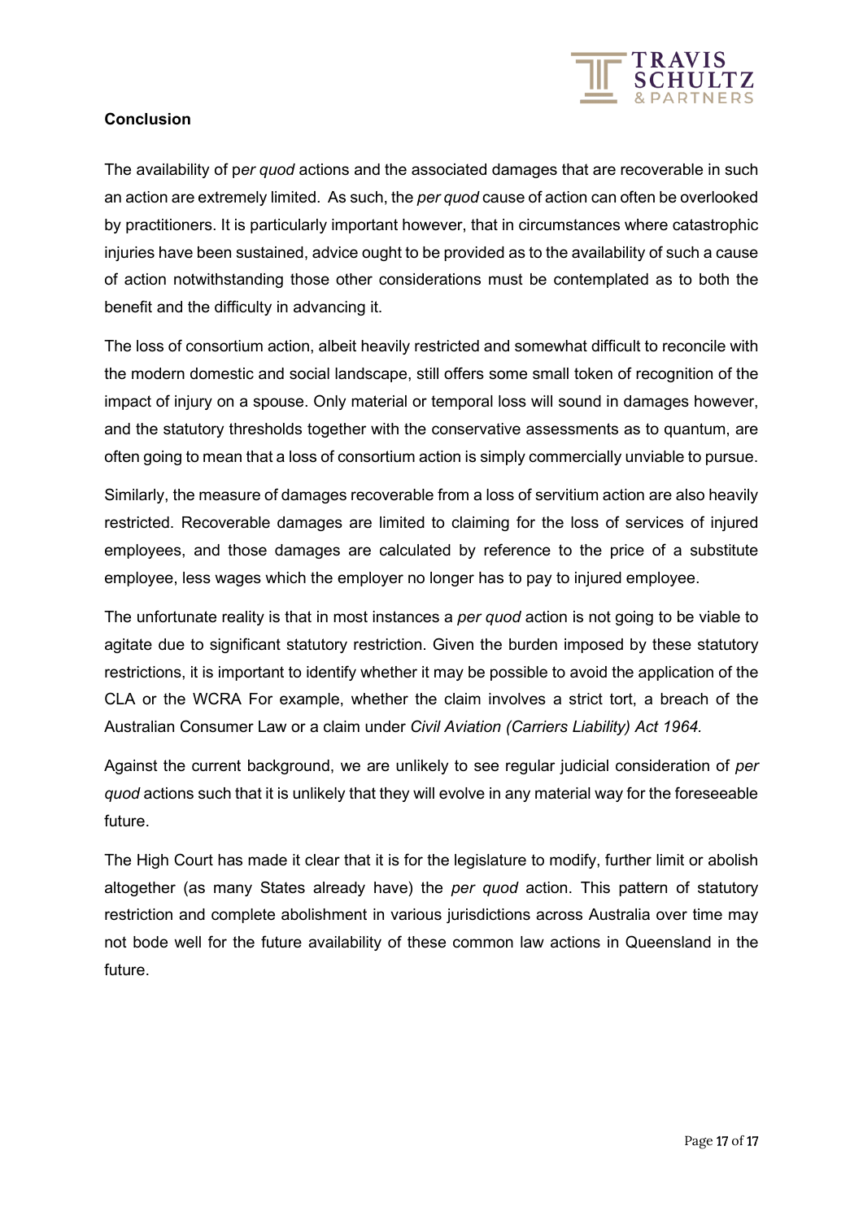**Conclusion**

The availability of p*er quod* actions and the associated damages that are recoverable in such an action are extremely limited. As such, the *per quod* cause of action can often be overlooked by practitioners. It is particularly important however, that in circumstances where catastrophic injuries have been sustained, advice ought to be provided as to the availability of such a cause of action notwithstanding those other considerations must be contemplated as to both the benefit and the difficulty in advancing it.

The loss of consortium action, albeit heavily restricted and somewhat difficult to reconcile with the modern domestic and social landscape, still offers some small token of recognition of the impact of injury on a spouse. Only material or temporal loss will sound in damages however, and the statutory thresholds together with the conservative assessments as to quantum, are often going to mean that a loss of consortium action is simply commercially unviable to pursue.

Similarly, the measure of damages recoverable from a loss of servitium action are also heavily restricted. Recoverable damages are limited to claiming for the loss of services of injured employees, and those damages are calculated by reference to the price of a substitute employee, less wages which the employer no longer has to pay to injured employee.

The unfortunate reality is that in most instances a *per quod* action is not going to be viable to agitate due to significant statutory restriction. Given the burden imposed by these statutory restrictions, it is important to identify whether it may be possible to avoid the application of the CLA or the WCRA For example, whether the claim involves a strict tort, a breach of the Australian Consumer Law or a claim under *Civil Aviation (Carriers Liability) Act 1964.*

Against the current background, we are unlikely to see regular judicial consideration of *per quod* actions such that it is unlikely that they will evolve in any material way for the foreseeable future.

The High Court has made it clear that it is for the legislature to modify, further limit or abolish altogether (as many States already have) the *per quod* action. This pattern of statutory restriction and complete abolishment in various jurisdictions across Australia over time may not bode well for the future availability of these common law actions in Queensland in the future.